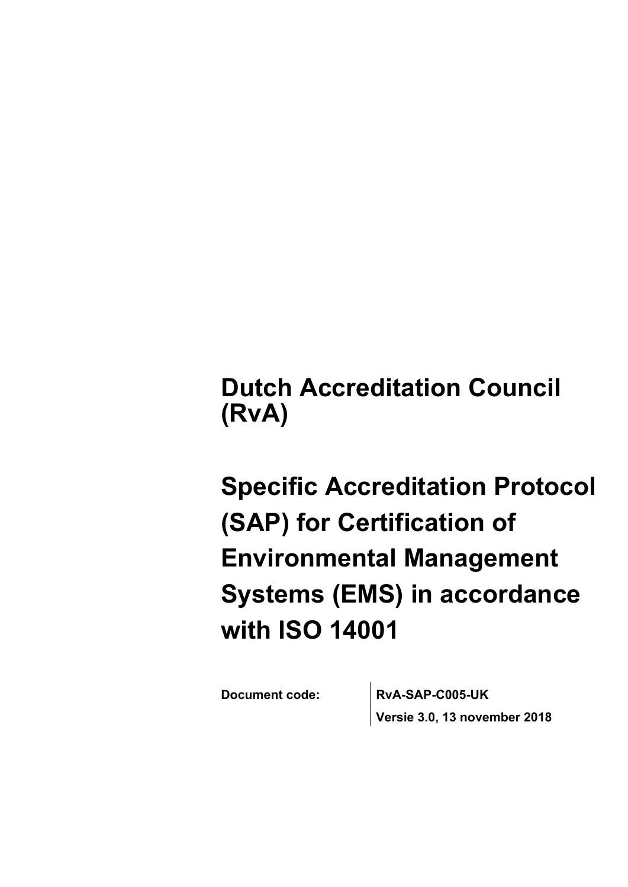# Dutch Accreditation Council (RvA)

# Specific Accreditation Protocol (SAP) for Certification of Environmental Management Systems (EMS) in accordance with ISO 14001

| **Document code:** | **RvA-SAP-C005-UK** |
| --- | --- |
| | **Versie 3.0, 13 november 2018** |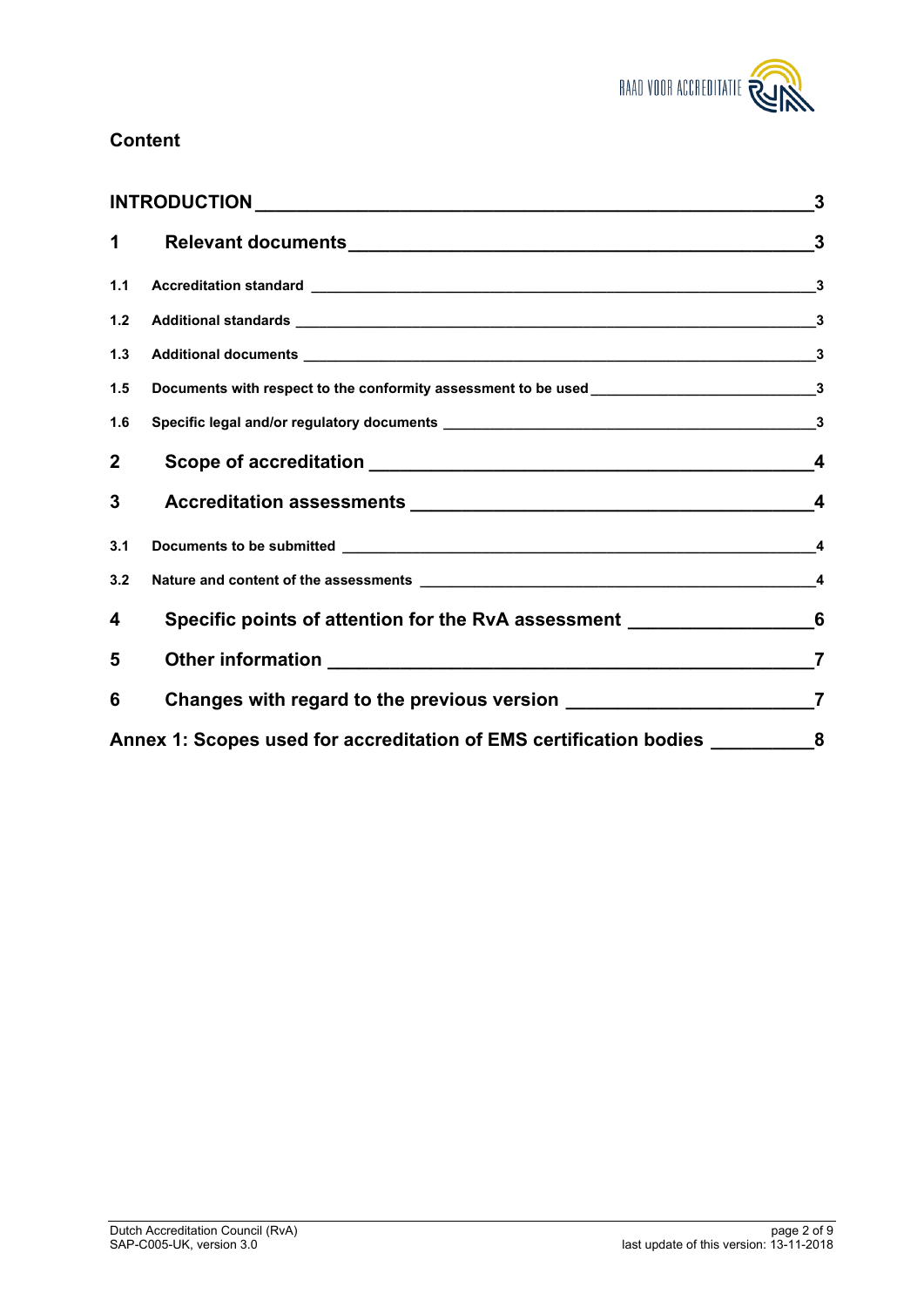## Content

| | | |
|---|---|---|
| **INTRODUCTION** | | **3** |
| **1** | **Relevant documents** | **3** |
| 1.1 | Accreditation standard | 3 |
| 1.2 | Additional standards | 3 |
| 1.3 | Additional documents | 3 |
| 1.5 | Documents with respect to the conformity assessment to be used | 3 |
| 1.6 | Specific legal and/or regulatory documents | 3 |
| **2** | **Scope of accreditation** | **4** |
| **3** | **Accreditation assessments** | **4** |
| 3.1 | Documents to be submitted | 4 |
| 3.2 | Nature and content of the assessments | 4 |
| **4** | **Specific points of attention for the RvA assessment** | **6** |
| **5** | **Other information** | **7** |
| **6** | **Changes with regard to the previous version** | **7** |
| **Annex 1: Scopes used for accreditation of EMS certification bodies** | | **8** |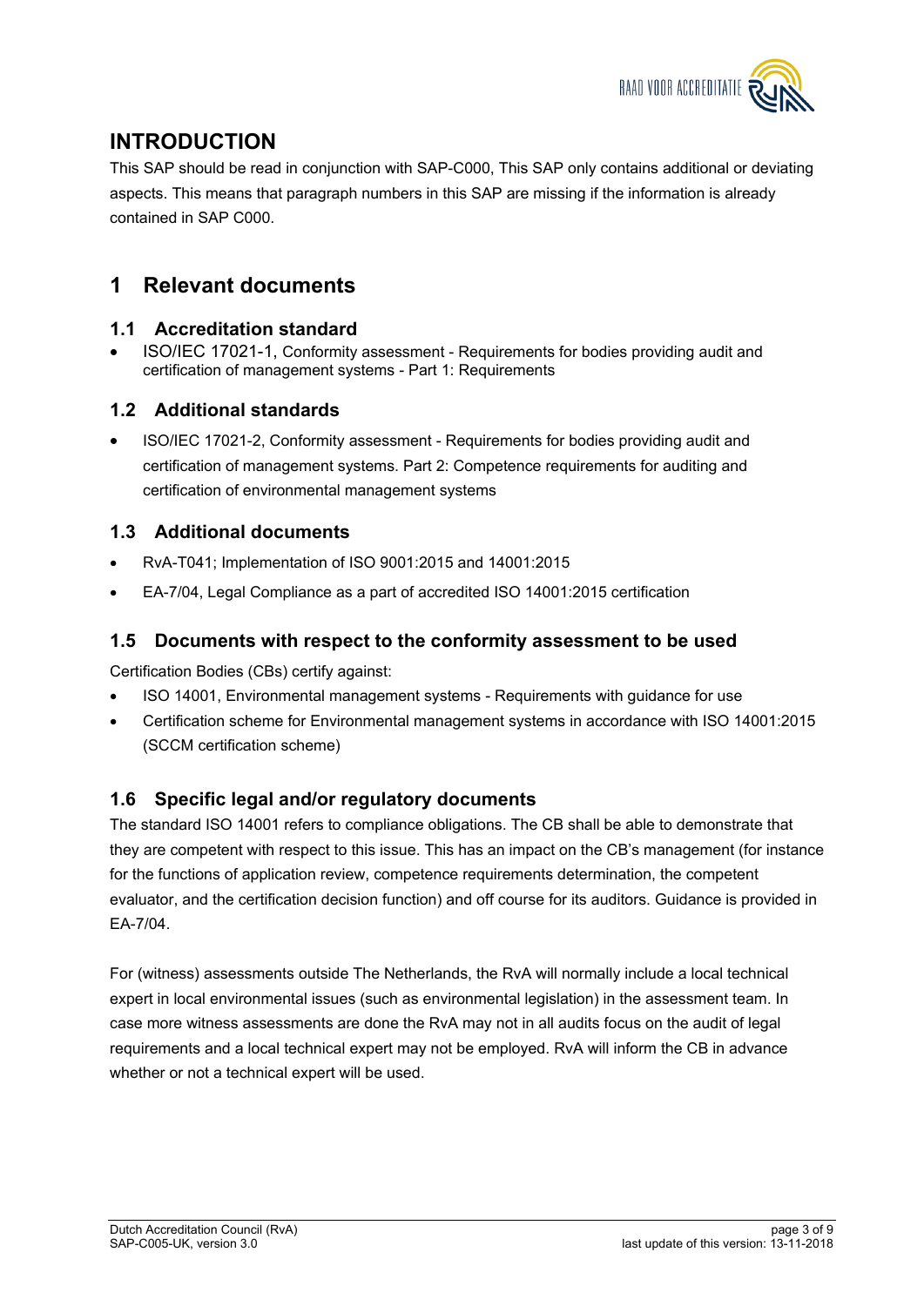# INTRODUCTION

This SAP should be read in conjunction with SAP-C000, This SAP only contains additional or deviating aspects. This means that paragraph numbers in this SAP are missing if the information is already contained in SAP C000.

# 1 Relevant documents

## 1.1 Accreditation standard

- ISO/IEC 17021-1, Conformity assessment - Requirements for bodies providing audit and certification of management systems - Part 1: Requirements

## 1.2 Additional standards

- ISO/IEC 17021-2, Conformity assessment - Requirements for bodies providing audit and certification of management systems. Part 2: Competence requirements for auditing and certification of environmental management systems

## 1.3 Additional documents

- RvA-T041; Implementation of ISO 9001:2015 and 14001:2015
- EA-7/04, Legal Compliance as a part of accredited ISO 14001:2015 certification

## 1.5 Documents with respect to the conformity assessment to be used

Certification Bodies (CBs) certify against:

- ISO 14001, Environmental management systems - Requirements with guidance for use
- Certification scheme for Environmental management systems in accordance with ISO 14001:2015 (SCCM certification scheme)

## 1.6 Specific legal and/or regulatory documents

The standard ISO 14001 refers to compliance obligations. The CB shall be able to demonstrate that they are competent with respect to this issue. This has an impact on the CB's management (for instance for the functions of application review, competence requirements determination, the competent evaluator, and the certification decision function) and off course for its auditors. Guidance is provided in EA-7/04.

For (witness) assessments outside The Netherlands, the RvA will normally include a local technical expert in local environmental issues (such as environmental legislation) in the assessment team. In case more witness assessments are done the RvA may not in all audits focus on the audit of legal requirements and a local technical expert may not be employed. RvA will inform the CB in advance whether or not a technical expert will be used.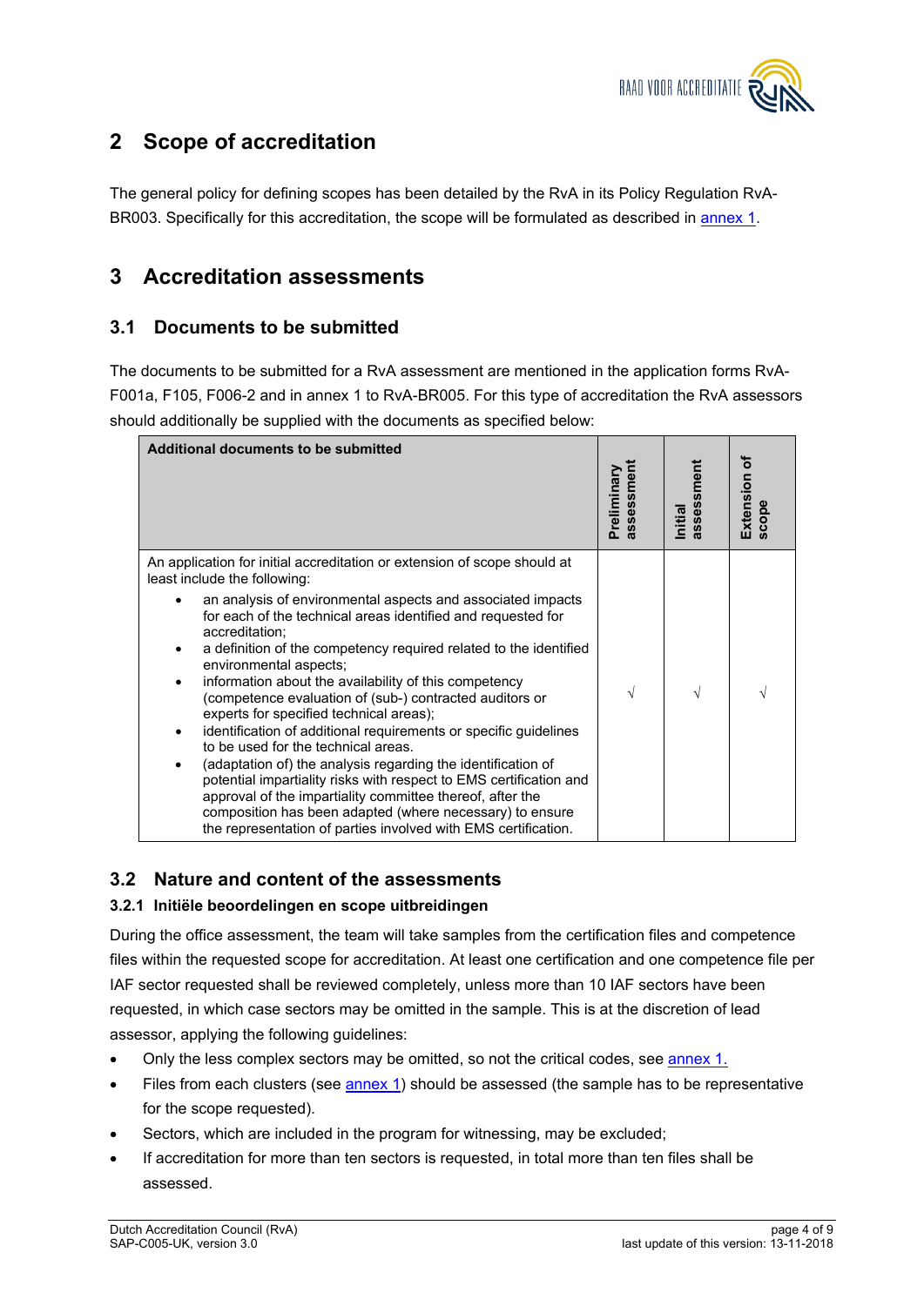## 2 Scope of accreditation

The general policy for defining scopes has been detailed by the RvA in its Policy Regulation RvA-BR003. Specifically for this accreditation, the scope will be formulated as described in annex 1.

## 3 Accreditation assessments

### 3.1 Documents to be submitted

The documents to be submitted for a RvA assessment are mentioned in the application forms RvA-F001a, F105, F006-2 and in annex 1 to RvA-BR005. For this type of accreditation the RvA assessors should additionally be supplied with the documents as specified below:

| **Additional documents to be submitted** | **Preliminary assessment** | **Initial assessment** | **Extension of scope** |
|---|---|---|---|
| An application for initial accreditation or extension of scope should at least include the following:<br>• an analysis of environmental aspects and associated impacts for each of the technical areas identified and requested for accreditation;<br>• a definition of the competency required related to the identified environmental aspects;<br>• information about the availability of this competency (competence evaluation of (sub-) contracted auditors or experts for specified technical areas);<br>• identification of additional requirements or specific guidelines to be used for the technical areas.<br>• (adaptation of) the analysis regarding the identification of potential impartiality risks with respect to EMS certification and approval of the impartiality committee thereof, after the composition has been adapted (where necessary) to ensure the representation of parties involved with EMS certification. | √ | √ | √ |

### 3.2 Nature and content of the assessments

#### 3.2.1 Initiële beoordelingen en scope uitbreidingen

During the office assessment, the team will take samples from the certification files and competence files within the requested scope for accreditation. At least one certification and one competence file per IAF sector requested shall be reviewed completely, unless more than 10 IAF sectors have been requested, in which case sectors may be omitted in the sample. This is at the discretion of lead assessor, applying the following guidelines:

- Only the less complex sectors may be omitted, so not the critical codes, see annex 1.
- Files from each clusters (see annex 1) should be assessed (the sample has to be representative for the scope requested).
- Sectors, which are included in the program for witnessing, may be excluded;
- If accreditation for more than ten sectors is requested, in total more than ten files shall be assessed.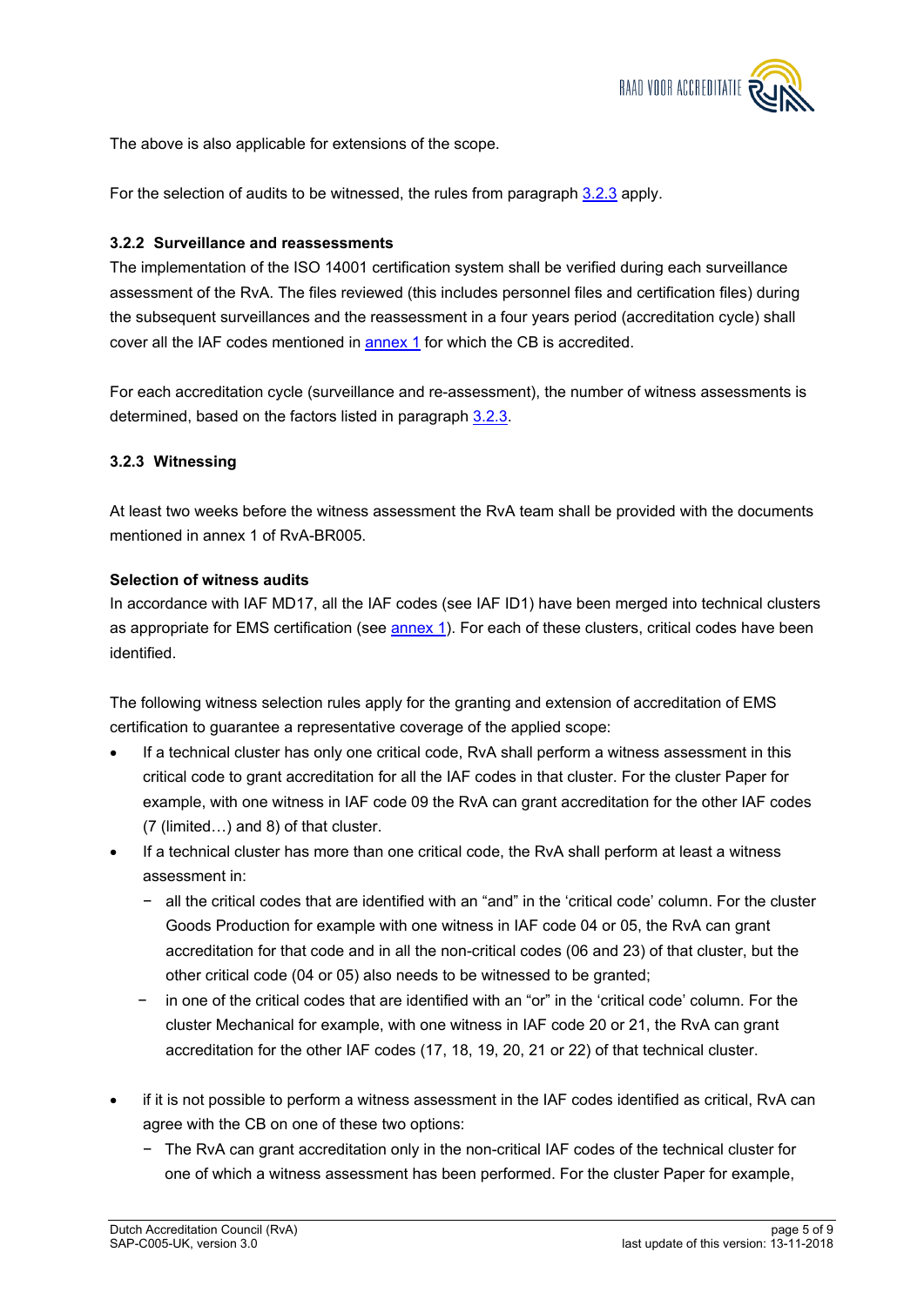The above is also applicable for extensions of the scope.

For the selection of audits to be witnessed, the rules from paragraph 3.2.3 apply.

### 3.2.2 Surveillance and reassessments

The implementation of the ISO 14001 certification system shall be verified during each surveillance assessment of the RvA. The files reviewed (this includes personnel files and certification files) during the subsequent surveillances and the reassessment in a four years period (accreditation cycle) shall cover all the IAF codes mentioned in annex 1 for which the CB is accredited.

For each accreditation cycle (surveillance and re-assessment), the number of witness assessments is determined, based on the factors listed in paragraph 3.2.3.

### 3.2.3 Witnessing

At least two weeks before the witness assessment the RvA team shall be provided with the documents mentioned in annex 1 of RvA-BR005.

**Selection of witness audits**

In accordance with IAF MD17, all the IAF codes (see IAF ID1) have been merged into technical clusters as appropriate for EMS certification (see annex 1). For each of these clusters, critical codes have been identified.

The following witness selection rules apply for the granting and extension of accreditation of EMS certification to guarantee a representative coverage of the applied scope:

- If a technical cluster has only one critical code, RvA shall perform a witness assessment in this critical code to grant accreditation for all the IAF codes in that cluster. For the cluster Paper for example, with one witness in IAF code 09 the RvA can grant accreditation for the other IAF codes (7 (limited…) and 8) of that cluster.
- If a technical cluster has more than one critical code, the RvA shall perform at least a witness assessment in:
  - all the critical codes that are identified with an "and" in the 'critical code' column. For the cluster Goods Production for example with one witness in IAF code 04 or 05, the RvA can grant accreditation for that code and in all the non-critical codes (06 and 23) of that cluster, but the other critical code (04 or 05) also needs to be witnessed to be granted;
  - in one of the critical codes that are identified with an "or" in the 'critical code' column. For the cluster Mechanical for example, with one witness in IAF code 20 or 21, the RvA can grant accreditation for the other IAF codes (17, 18, 19, 20, 21 or 22) of that technical cluster.
- if it is not possible to perform a witness assessment in the IAF codes identified as critical, RvA can agree with the CB on one of these two options:
  - The RvA can grant accreditation only in the non-critical IAF codes of the technical cluster for one of which a witness assessment has been performed. For the cluster Paper for example,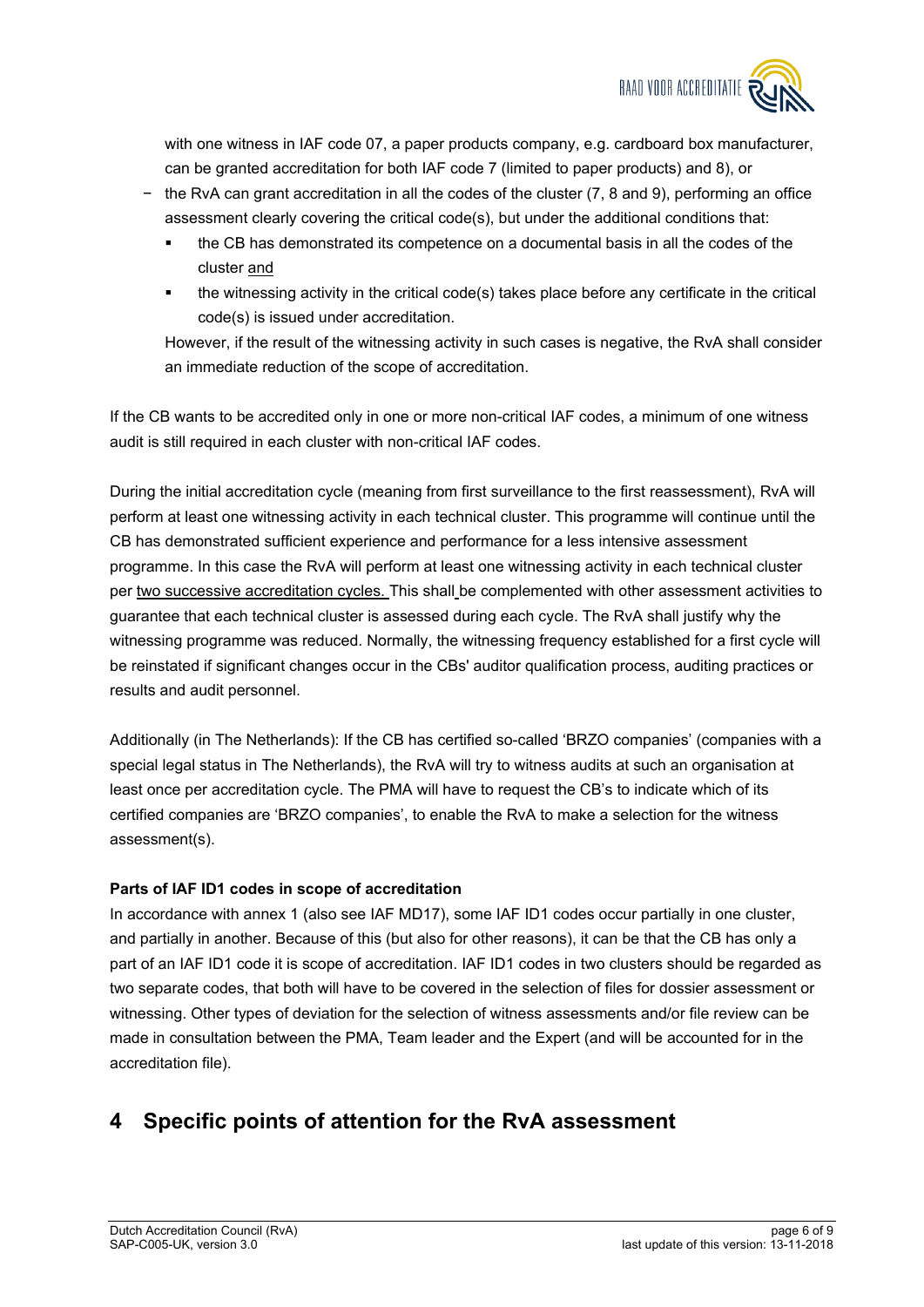with one witness in IAF code 07, a paper products company, e.g. cardboard box manufacturer, can be granted accreditation for both IAF code 7 (limited to paper products) and 8), or

- the RvA can grant accreditation in all the codes of the cluster (7, 8 and 9), performing an office assessment clearly covering the critical code(s), but under the additional conditions that:
  - the CB has demonstrated its competence on a documental basis in all the codes of the cluster and
  - the witnessing activity in the critical code(s) takes place before any certificate in the critical code(s) is issued under accreditation.

  However, if the result of the witnessing activity in such cases is negative, the RvA shall consider an immediate reduction of the scope of accreditation.

If the CB wants to be accredited only in one or more non-critical IAF codes, a minimum of one witness audit is still required in each cluster with non-critical IAF codes.

During the initial accreditation cycle (meaning from first surveillance to the first reassessment), RvA will perform at least one witnessing activity in each technical cluster. This programme will continue until the CB has demonstrated sufficient experience and performance for a less intensive assessment programme. In this case the RvA will perform at least one witnessing activity in each technical cluster per two successive accreditation cycles. This shall be complemented with other assessment activities to guarantee that each technical cluster is assessed during each cycle. The RvA shall justify why the witnessing programme was reduced. Normally, the witnessing frequency established for a first cycle will be reinstated if significant changes occur in the CBs' auditor qualification process, auditing practices or results and audit personnel.

Additionally (in The Netherlands): If the CB has certified so-called 'BRZO companies' (companies with a special legal status in The Netherlands), the RvA will try to witness audits at such an organisation at least once per accreditation cycle. The PMA will have to request the CB's to indicate which of its certified companies are 'BRZO companies', to enable the RvA to make a selection for the witness assessment(s).

**Parts of IAF ID1 codes in scope of accreditation**

In accordance with annex 1 (also see IAF MD17), some IAF ID1 codes occur partially in one cluster, and partially in another. Because of this (but also for other reasons), it can be that the CB has only a part of an IAF ID1 code it is scope of accreditation. IAF ID1 codes in two clusters should be regarded as two separate codes, that both will have to be covered in the selection of files for dossier assessment or witnessing. Other types of deviation for the selection of witness assessments and/or file review can be made in consultation between the PMA, Team leader and the Expert (and will be accounted for in the accreditation file).

# 4 Specific points of attention for the RvA assessment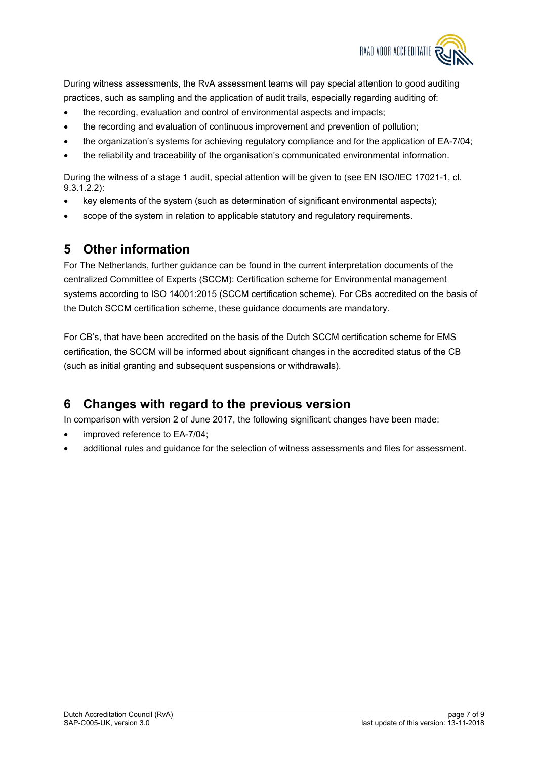During witness assessments, the RvA assessment teams will pay special attention to good auditing practices, such as sampling and the application of audit trails, especially regarding auditing of:

- the recording, evaluation and control of environmental aspects and impacts;
- the recording and evaluation of continuous improvement and prevention of pollution;
- the organization's systems for achieving regulatory compliance and for the application of EA-7/04;
- the reliability and traceability of the organisation's communicated environmental information.

During the witness of a stage 1 audit, special attention will be given to (see EN ISO/IEC 17021-1, cl. 9.3.1.2.2):

- key elements of the system (such as determination of significant environmental aspects);
- scope of the system in relation to applicable statutory and regulatory requirements.

# 5 Other information

For The Netherlands, further guidance can be found in the current interpretation documents of the centralized Committee of Experts (SCCM): Certification scheme for Environmental management systems according to ISO 14001:2015 (SCCM certification scheme). For CBs accredited on the basis of the Dutch SCCM certification scheme, these guidance documents are mandatory.

For CB's, that have been accredited on the basis of the Dutch SCCM certification scheme for EMS certification, the SCCM will be informed about significant changes in the accredited status of the CB (such as initial granting and subsequent suspensions or withdrawals).

# 6 Changes with regard to the previous version

In comparison with version 2 of June 2017, the following significant changes have been made:

- improved reference to EA-7/04;
- additional rules and guidance for the selection of witness assessments and files for assessment.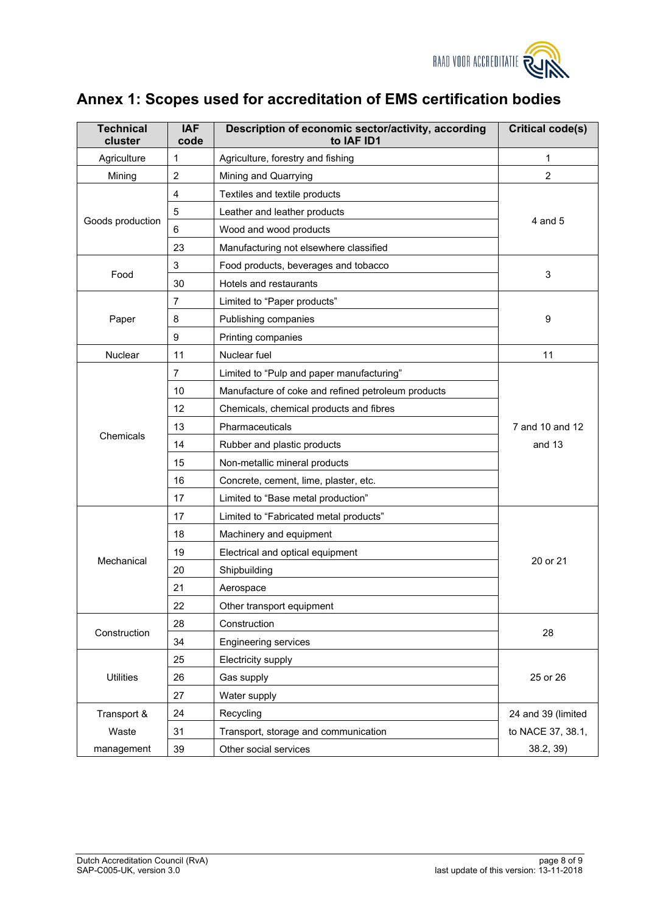# Annex 1: Scopes used for accreditation of EMS certification bodies

| Technical cluster | IAF code | Description of economic sector/activity, according to IAF ID1 | Critical code(s) |
|---|---|---|---|
| Agriculture | 1 | Agriculture, forestry and fishing | 1 |
| Mining | 2 | Mining and Quarrying | 2 |
| Goods production | 4 | Textiles and textile products | 4 and 5 |
| | 5 | Leather and leather products | |
| | 6 | Wood and wood products | |
| | 23 | Manufacturing not elsewhere classified | |
| Food | 3 | Food products, beverages and tobacco | 3 |
| | 30 | Hotels and restaurants | |
| Paper | 7 | Limited to "Paper products" | 9 |
| | 8 | Publishing companies | |
| | 9 | Printing companies | |
| Nuclear | 11 | Nuclear fuel | 11 |
| Chemicals | 7 | Limited to "Pulp and paper manufacturing" | 7 and 10 and 12 and 13 |
| | 10 | Manufacture of coke and refined petroleum products | |
| | 12 | Chemicals, chemical products and fibres | |
| | 13 | Pharmaceuticals | |
| | 14 | Rubber and plastic products | |
| | 15 | Non-metallic mineral products | |
| | 16 | Concrete, cement, lime, plaster, etc. | |
| | 17 | Limited to "Base metal production" | |
| Mechanical | 17 | Limited to "Fabricated metal products" | 20 or 21 |
| | 18 | Machinery and equipment | |
| | 19 | Electrical and optical equipment | |
| | 20 | Shipbuilding | |
| | 21 | Aerospace | |
| | 22 | Other transport equipment | |
| Construction | 28 | Construction | 28 |
| | 34 | Engineering services | |
| Utilities | 25 | Electricity supply | 25 or 26 |
| | 26 | Gas supply | |
| | 27 | Water supply | |
| Transport & Waste management | 24 | Recycling | 24 and 39 (limited to NACE 37, 38.1, 38.2, 39) |
| | 31 | Transport, storage and communication | |
| | 39 | Other social services | |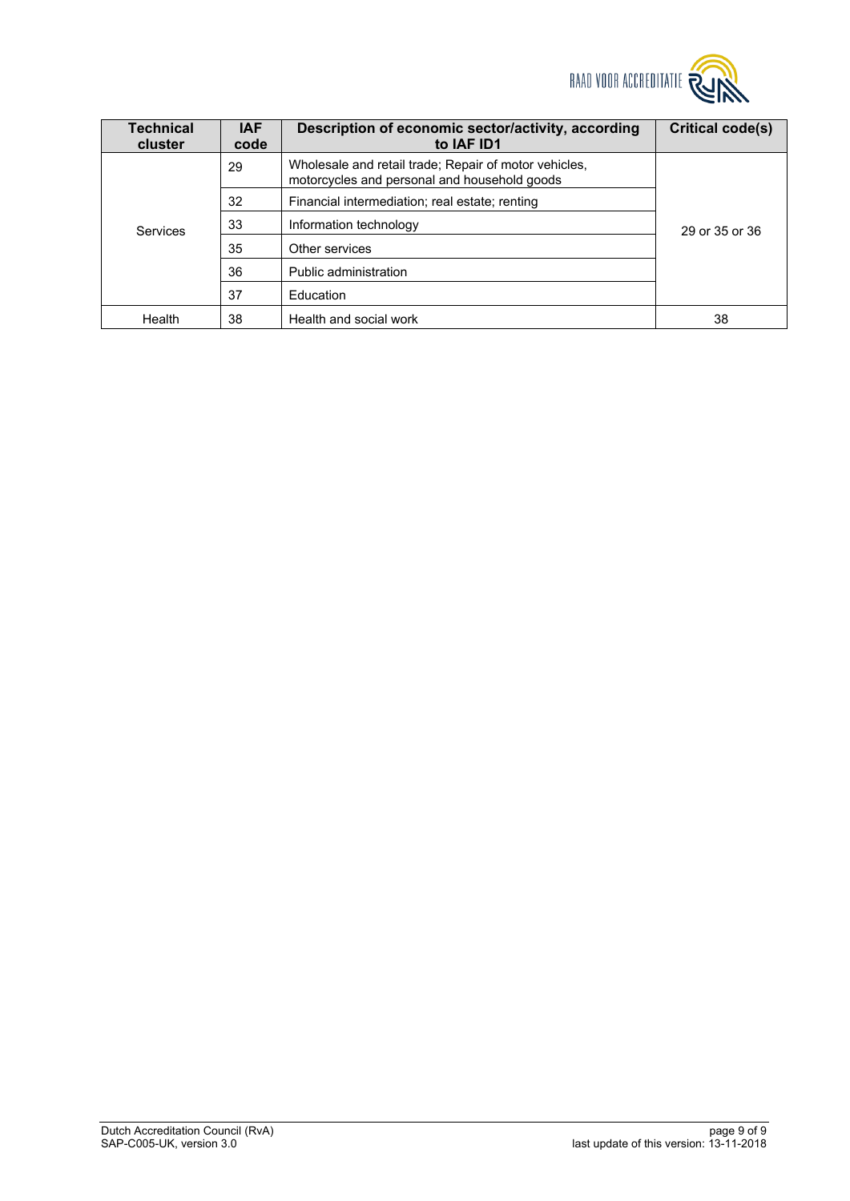| Technical cluster | IAF code | Description of economic sector/activity, according to IAF ID1 | Critical code(s) |
|---|---|---|---|
| Services | 29 | Wholesale and retail trade; Repair of motor vehicles, motorcycles and personal and household goods | 29 or 35 or 36 |
| | 32 | Financial intermediation; real estate; renting | |
| | 33 | Information technology | |
| | 35 | Other services | |
| | 36 | Public administration | |
| | 37 | Education | |
| Health | 38 | Health and social work | 38 |